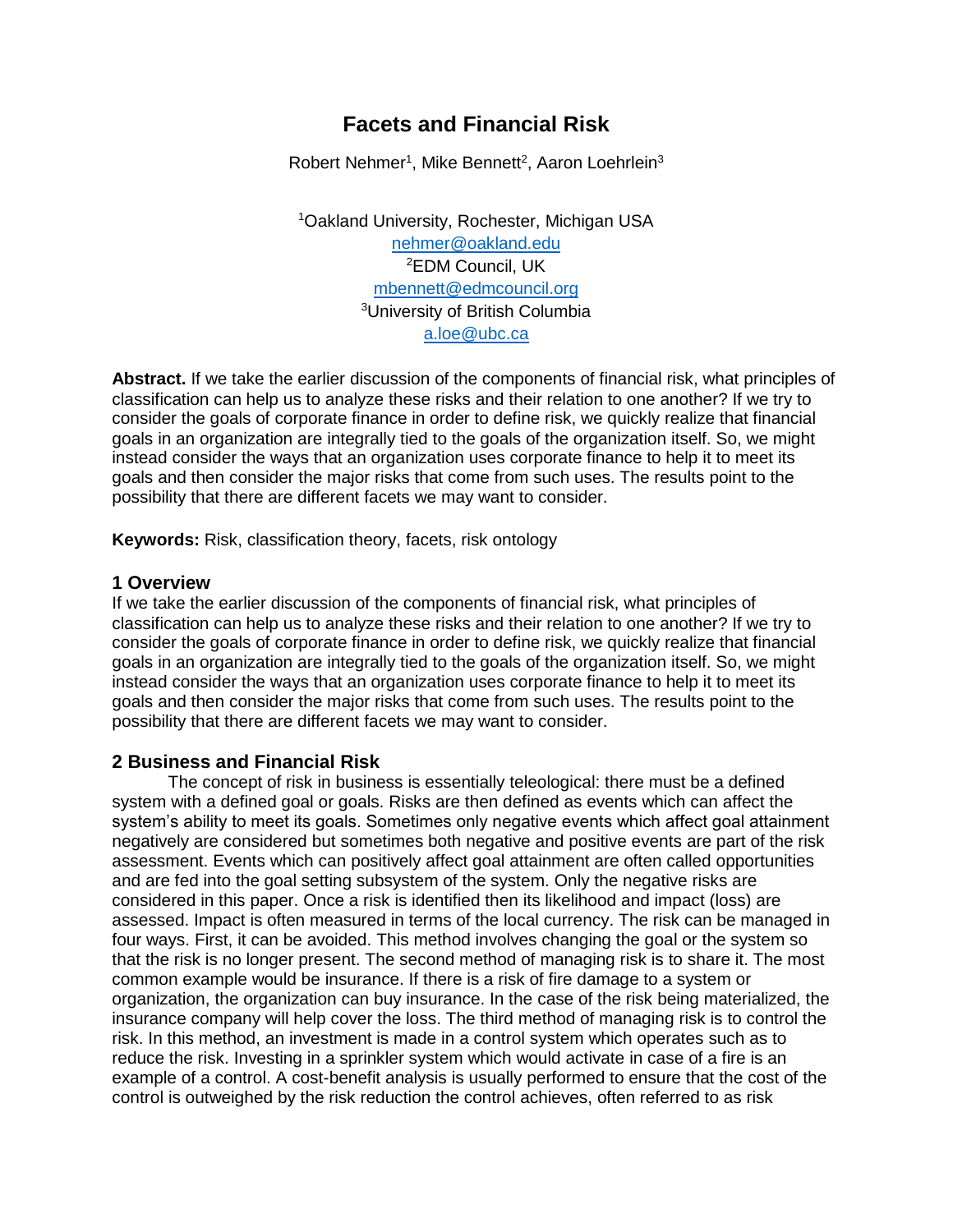# Facets and Financial Risk

Robert Nehmer[1], Mike Bennett[2], Aaron Loehrlein[3]

[1]Oakland University, Rochester, Michigan USA
nehmer@oakland.edu
[2]EDM Council, UK
mbennett@edmcouncil.org
[3]University of British Columbia
a.loe@ubc.ca

**Abstract.** If we take the earlier discussion of the components of financial risk, what principles of classification can help us to analyze these risks and their relation to one another? If we try to consider the goals of corporate finance in order to define risk, we quickly realize that financial goals in an organization are integrally tied to the goals of the organization itself. So, we might instead consider the ways that an organization uses corporate finance to help it to meet its goals and then consider the major risks that come from such uses. The results point to the possibility that there are different facets we may want to consider.

**Keywords:** Risk, classification theory, facets, risk ontology

## 1 Overview

If we take the earlier discussion of the components of financial risk, what principles of classification can help us to analyze these risks and their relation to one another? If we try to consider the goals of corporate finance in order to define risk, we quickly realize that financial goals in an organization are integrally tied to the goals of the organization itself. So, we might instead consider the ways that an organization uses corporate finance to help it to meet its goals and then consider the major risks that come from such uses. The results point to the possibility that there are different facets we may want to consider.

## 2 Business and Financial Risk

The concept of risk in business is essentially teleological: there must be a defined system with a defined goal or goals. Risks are then defined as events which can affect the system's ability to meet its goals. Sometimes only negative events which affect goal attainment negatively are considered but sometimes both negative and positive events are part of the risk assessment. Events which can positively affect goal attainment are often called opportunities and are fed into the goal setting subsystem of the system. Only the negative risks are considered in this paper. Once a risk is identified then its likelihood and impact (loss) are assessed. Impact is often measured in terms of the local currency. The risk can be managed in four ways. First, it can be avoided. This method involves changing the goal or the system so that the risk is no longer present. The second method of managing risk is to share it. The most common example would be insurance. If there is a risk of fire damage to a system or organization, the organization can buy insurance. In the case of the risk being materialized, the insurance company will help cover the loss. The third method of managing risk is to control the risk. In this method, an investment is made in a control system which operates such as to reduce the risk. Investing in a sprinkler system which would activate in case of a fire is an example of a control. A cost-benefit analysis is usually performed to ensure that the cost of the control is outweighed by the risk reduction the control achieves, often referred to as risk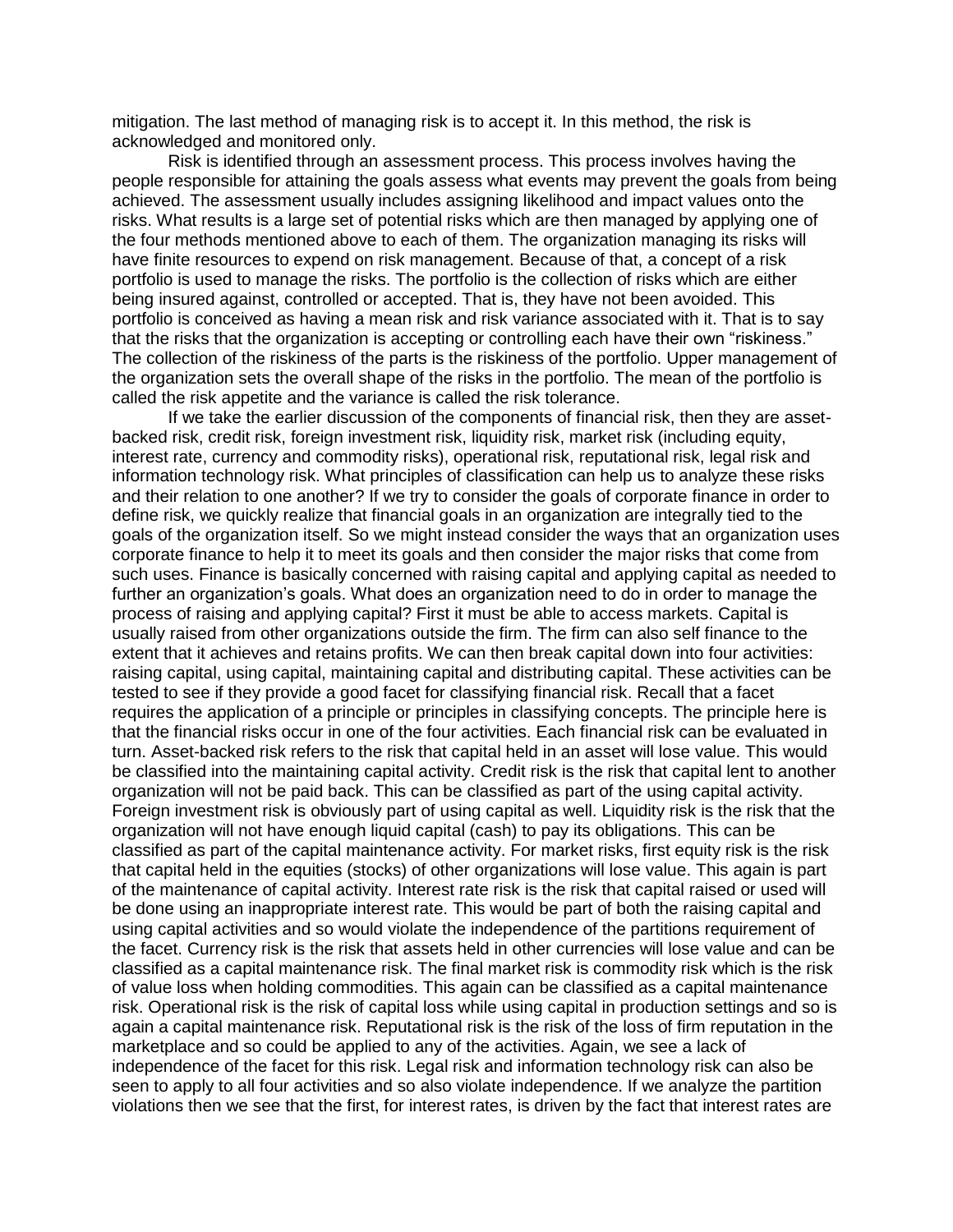mitigation. The last method of managing risk is to accept it. In this method, the risk is acknowledged and monitored only.

Risk is identified through an assessment process. This process involves having the people responsible for attaining the goals assess what events may prevent the goals from being achieved. The assessment usually includes assigning likelihood and impact values onto the risks. What results is a large set of potential risks which are then managed by applying one of the four methods mentioned above to each of them. The organization managing its risks will have finite resources to expend on risk management. Because of that, a concept of a risk portfolio is used to manage the risks. The portfolio is the collection of risks which are either being insured against, controlled or accepted. That is, they have not been avoided. This portfolio is conceived as having a mean risk and risk variance associated with it. That is to say that the risks that the organization is accepting or controlling each have their own "riskiness." The collection of the riskiness of the parts is the riskiness of the portfolio. Upper management of the organization sets the overall shape of the risks in the portfolio. The mean of the portfolio is called the risk appetite and the variance is called the risk tolerance.

If we take the earlier discussion of the components of financial risk, then they are asset-backed risk, credit risk, foreign investment risk, liquidity risk, market risk (including equity, interest rate, currency and commodity risks), operational risk, reputational risk, legal risk and information technology risk. What principles of classification can help us to analyze these risks and their relation to one another? If we try to consider the goals of corporate finance in order to define risk, we quickly realize that financial goals in an organization are integrally tied to the goals of the organization itself. So we might instead consider the ways that an organization uses corporate finance to help it to meet its goals and then consider the major risks that come from such uses. Finance is basically concerned with raising capital and applying capital as needed to further an organization's goals. What does an organization need to do in order to manage the process of raising and applying capital? First it must be able to access markets. Capital is usually raised from other organizations outside the firm. The firm can also self finance to the extent that it achieves and retains profits. We can then break capital down into four activities: raising capital, using capital, maintaining capital and distributing capital. These activities can be tested to see if they provide a good facet for classifying financial risk. Recall that a facet requires the application of a principle or principles in classifying concepts. The principle here is that the financial risks occur in one of the four activities. Each financial risk can be evaluated in turn. Asset-backed risk refers to the risk that capital held in an asset will lose value. This would be classified into the maintaining capital activity. Credit risk is the risk that capital lent to another organization will not be paid back. This can be classified as part of the using capital activity. Foreign investment risk is obviously part of using capital as well. Liquidity risk is the risk that the organization will not have enough liquid capital (cash) to pay its obligations. This can be classified as part of the capital maintenance activity. For market risks, first equity risk is the risk that capital held in the equities (stocks) of other organizations will lose value. This again is part of the maintenance of capital activity. Interest rate risk is the risk that capital raised or used will be done using an inappropriate interest rate. This would be part of both the raising capital and using capital activities and so would violate the independence of the partitions requirement of the facet. Currency risk is the risk that assets held in other currencies will lose value and can be classified as a capital maintenance risk. The final market risk is commodity risk which is the risk of value loss when holding commodities. This again can be classified as a capital maintenance risk. Operational risk is the risk of capital loss while using capital in production settings and so is again a capital maintenance risk. Reputational risk is the risk of the loss of firm reputation in the marketplace and so could be applied to any of the activities. Again, we see a lack of independence of the facet for this risk. Legal risk and information technology risk can also be seen to apply to all four activities and so also violate independence. If we analyze the partition violations then we see that the first, for interest rates, is driven by the fact that interest rates are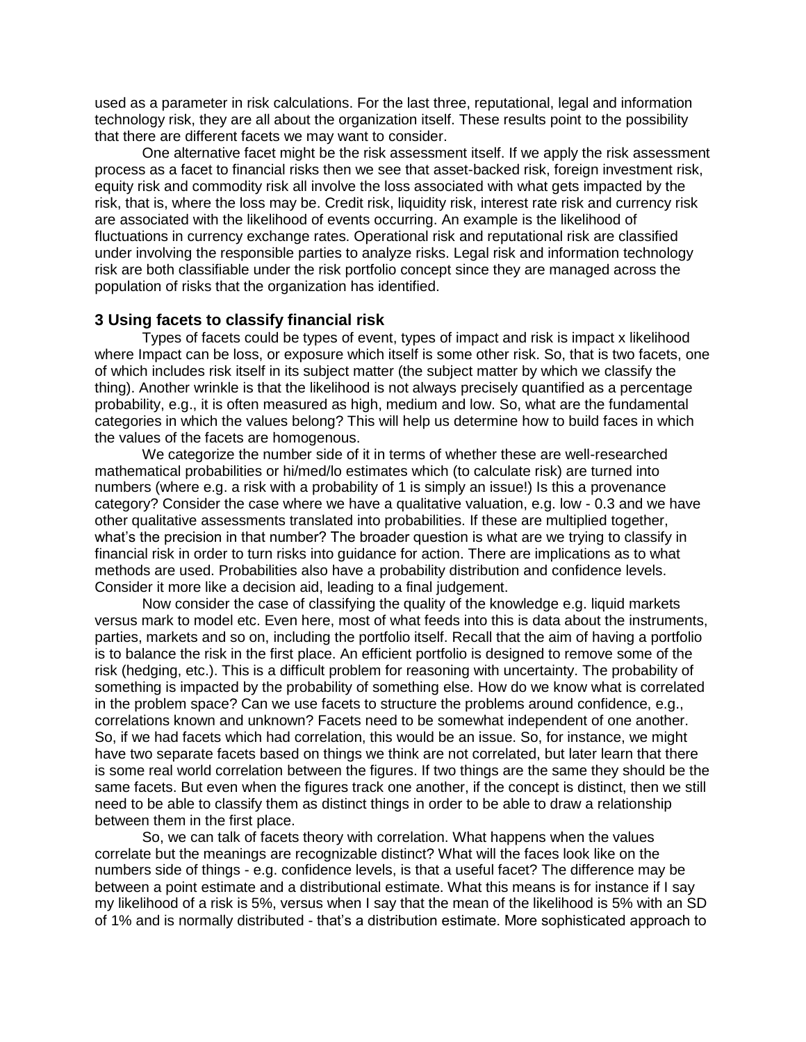used as a parameter in risk calculations. For the last three, reputational, legal and information technology risk, they are all about the organization itself. These results point to the possibility that there are different facets we may want to consider.

One alternative facet might be the risk assessment itself. If we apply the risk assessment process as a facet to financial risks then we see that asset-backed risk, foreign investment risk, equity risk and commodity risk all involve the loss associated with what gets impacted by the risk, that is, where the loss may be. Credit risk, liquidity risk, interest rate risk and currency risk are associated with the likelihood of events occurring. An example is the likelihood of fluctuations in currency exchange rates. Operational risk and reputational risk are classified under involving the responsible parties to analyze risks. Legal risk and information technology risk are both classifiable under the risk portfolio concept since they are managed across the population of risks that the organization has identified.

## 3 Using facets to classify financial risk

Types of facets could be types of event, types of impact and risk is impact x likelihood where Impact can be loss, or exposure which itself is some other risk. So, that is two facets, one of which includes risk itself in its subject matter (the subject matter by which we classify the thing). Another wrinkle is that the likelihood is not always precisely quantified as a percentage probability, e.g., it is often measured as high, medium and low. So, what are the fundamental categories in which the values belong? This will help us determine how to build faces in which the values of the facets are homogenous.

We categorize the number side of it in terms of whether these are well-researched mathematical probabilities or hi/med/lo estimates which (to calculate risk) are turned into numbers (where e.g. a risk with a probability of 1 is simply an issue!) Is this a provenance category? Consider the case where we have a qualitative valuation, e.g. low - 0.3 and we have other qualitative assessments translated into probabilities. If these are multiplied together, what's the precision in that number? The broader question is what are we trying to classify in financial risk in order to turn risks into guidance for action. There are implications as to what methods are used. Probabilities also have a probability distribution and confidence levels. Consider it more like a decision aid, leading to a final judgement.

Now consider the case of classifying the quality of the knowledge e.g. liquid markets versus mark to model etc. Even here, most of what feeds into this is data about the instruments, parties, markets and so on, including the portfolio itself. Recall that the aim of having a portfolio is to balance the risk in the first place. An efficient portfolio is designed to remove some of the risk (hedging, etc.). This is a difficult problem for reasoning with uncertainty. The probability of something is impacted by the probability of something else. How do we know what is correlated in the problem space? Can we use facets to structure the problems around confidence, e.g., correlations known and unknown? Facets need to be somewhat independent of one another. So, if we had facets which had correlation, this would be an issue. So, for instance, we might have two separate facets based on things we think are not correlated, but later learn that there is some real world correlation between the figures. If two things are the same they should be the same facets. But even when the figures track one another, if the concept is distinct, then we still need to be able to classify them as distinct things in order to be able to draw a relationship between them in the first place.

So, we can talk of facets theory with correlation. What happens when the values correlate but the meanings are recognizable distinct? What will the faces look like on the numbers side of things - e.g. confidence levels, is that a useful facet? The difference may be between a point estimate and a distributional estimate. What this means is for instance if I say my likelihood of a risk is 5%, versus when I say that the mean of the likelihood is 5% with an SD of 1% and is normally distributed - that's a distribution estimate. More sophisticated approach to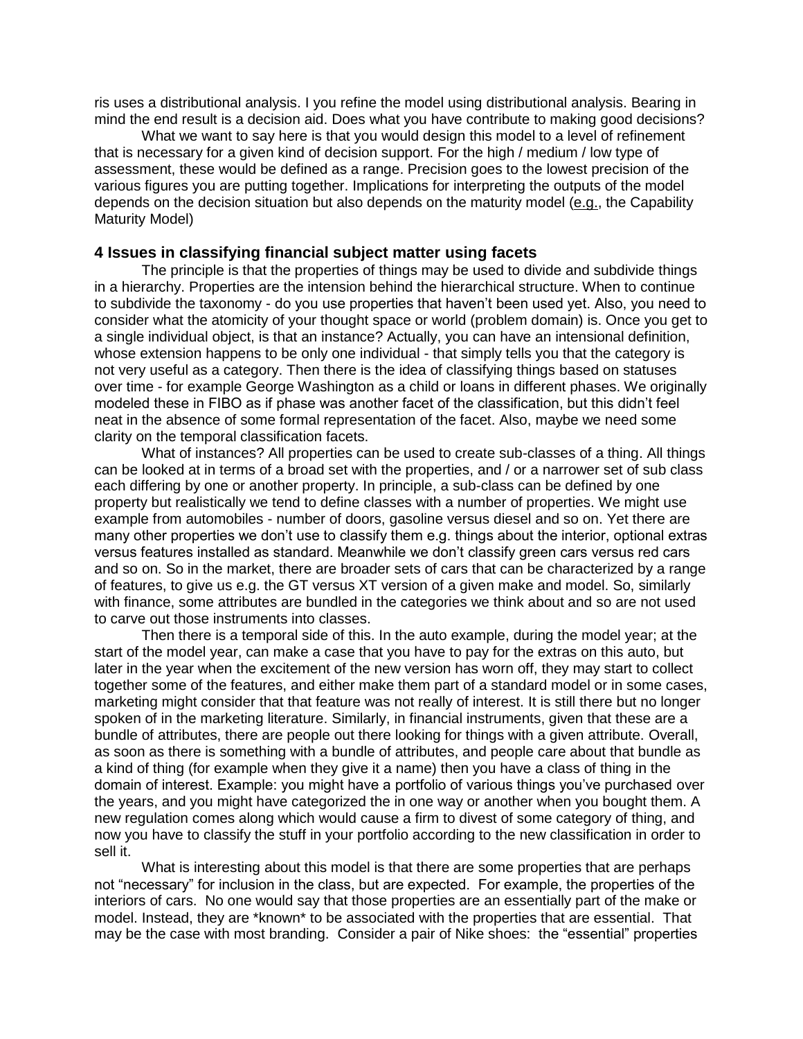ris uses a distributional analysis. I you refine the model using distributional analysis. Bearing in mind the end result is a decision aid. Does what you have contribute to making good decisions?

What we want to say here is that you would design this model to a level of refinement that is necessary for a given kind of decision support. For the high / medium / low type of assessment, these would be defined as a range. Precision goes to the lowest precision of the various figures you are putting together. Implications for interpreting the outputs of the model depends on the decision situation but also depends on the maturity model (e.g., the Capability Maturity Model)

## 4 Issues in classifying financial subject matter using facets

The principle is that the properties of things may be used to divide and subdivide things in a hierarchy. Properties are the intension behind the hierarchical structure. When to continue to subdivide the taxonomy - do you use properties that haven't been used yet. Also, you need to consider what the atomicity of your thought space or world (problem domain) is. Once you get to a single individual object, is that an instance? Actually, you can have an intensional definition, whose extension happens to be only one individual - that simply tells you that the category is not very useful as a category. Then there is the idea of classifying things based on statuses over time - for example George Washington as a child or loans in different phases. We originally modeled these in FIBO as if phase was another facet of the classification, but this didn't feel neat in the absence of some formal representation of the facet. Also, maybe we need some clarity on the temporal classification facets.

What of instances? All properties can be used to create sub-classes of a thing. All things can be looked at in terms of a broad set with the properties, and / or a narrower set of sub class each differing by one or another property. In principle, a sub-class can be defined by one property but realistically we tend to define classes with a number of properties. We might use example from automobiles - number of doors, gasoline versus diesel and so on. Yet there are many other properties we don't use to classify them e.g. things about the interior, optional extras versus features installed as standard. Meanwhile we don't classify green cars versus red cars and so on. So in the market, there are broader sets of cars that can be characterized by a range of features, to give us e.g. the GT versus XT version of a given make and model. So, similarly with finance, some attributes are bundled in the categories we think about and so are not used to carve out those instruments into classes.

Then there is a temporal side of this. In the auto example, during the model year; at the start of the model year, can make a case that you have to pay for the extras on this auto, but later in the year when the excitement of the new version has worn off, they may start to collect together some of the features, and either make them part of a standard model or in some cases, marketing might consider that that feature was not really of interest. It is still there but no longer spoken of in the marketing literature. Similarly, in financial instruments, given that these are a bundle of attributes, there are people out there looking for things with a given attribute. Overall, as soon as there is something with a bundle of attributes, and people care about that bundle as a kind of thing (for example when they give it a name) then you have a class of thing in the domain of interest. Example: you might have a portfolio of various things you've purchased over the years, and you might have categorized the in one way or another when you bought them. A new regulation comes along which would cause a firm to divest of some category of thing, and now you have to classify the stuff in your portfolio according to the new classification in order to sell it.

What is interesting about this model is that there are some properties that are perhaps not "necessary" for inclusion in the class, but are expected. For example, the properties of the interiors of cars. No one would say that those properties are an essentially part of the make or model. Instead, they are *known* to be associated with the properties that are essential. That may be the case with most branding. Consider a pair of Nike shoes: the "essential" properties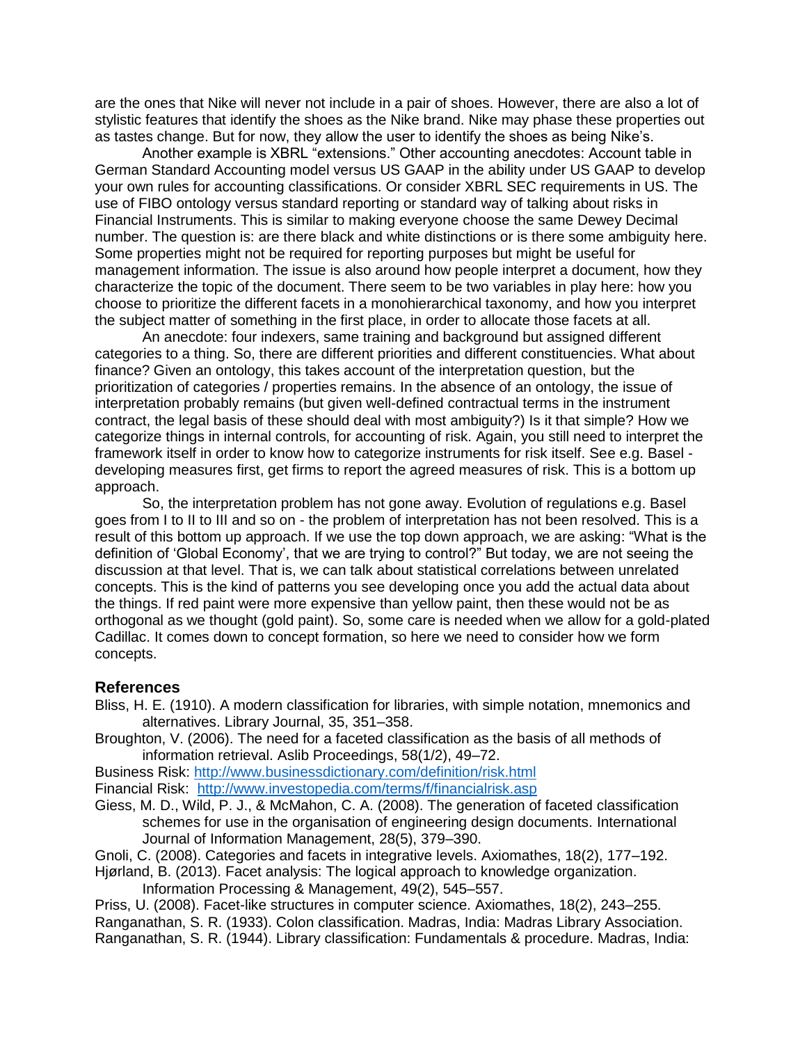are the ones that Nike will never not include in a pair of shoes. However, there are also a lot of stylistic features that identify the shoes as the Nike brand. Nike may phase these properties out as tastes change. But for now, they allow the user to identify the shoes as being Nike's.

Another example is XBRL "extensions." Other accounting anecdotes: Account table in German Standard Accounting model versus US GAAP in the ability under US GAAP to develop your own rules for accounting classifications. Or consider XBRL SEC requirements in US. The use of FIBO ontology versus standard reporting or standard way of talking about risks in Financial Instruments. This is similar to making everyone choose the same Dewey Decimal number. The question is: are there black and white distinctions or is there some ambiguity here. Some properties might not be required for reporting purposes but might be useful for management information. The issue is also around how people interpret a document, how they characterize the topic of the document. There seem to be two variables in play here: how you choose to prioritize the different facets in a monohierarchical taxonomy, and how you interpret the subject matter of something in the first place, in order to allocate those facets at all.

An anecdote: four indexers, same training and background but assigned different categories to a thing. So, there are different priorities and different constituencies. What about finance? Given an ontology, this takes account of the interpretation question, but the prioritization of categories / properties remains. In the absence of an ontology, the issue of interpretation probably remains (but given well-defined contractual terms in the instrument contract, the legal basis of these should deal with most ambiguity?) Is it that simple? How we categorize things in internal controls, for accounting of risk. Again, you still need to interpret the framework itself in order to know how to categorize instruments for risk itself. See e.g. Basel - developing measures first, get firms to report the agreed measures of risk. This is a bottom up approach.

So, the interpretation problem has not gone away. Evolution of regulations e.g. Basel goes from I to II to III and so on - the problem of interpretation has not been resolved. This is a result of this bottom up approach. If we use the top down approach, we are asking: "What is the definition of 'Global Economy', that we are trying to control?" But today, we are not seeing the discussion at that level. That is, we can talk about statistical correlations between unrelated concepts. This is the kind of patterns you see developing once you add the actual data about the things. If red paint were more expensive than yellow paint, then these would not be as orthogonal as we thought (gold paint). So, some care is needed when we allow for a gold-plated Cadillac. It comes down to concept formation, so here we need to consider how we form concepts.

### References

Bliss, H. E. (1910). A modern classification for libraries, with simple notation, mnemonics and alternatives. Library Journal, 35, 351–358.

Broughton, V. (2006). The need for a faceted classification as the basis of all methods of information retrieval. Aslib Proceedings, 58(1/2), 49–72.

Business Risk: http://www.businessdictionary.com/definition/risk.html

Financial Risk: http://www.investopedia.com/terms/f/financialrisk.asp

Giess, M. D., Wild, P. J., & McMahon, C. A. (2008). The generation of faceted classification schemes for use in the organisation of engineering design documents. International Journal of Information Management, 28(5), 379–390.

Gnoli, C. (2008). Categories and facets in integrative levels. Axiomathes, 18(2), 177–192.

Hjørland, B. (2013). Facet analysis: The logical approach to knowledge organization. Information Processing & Management, 49(2), 545–557.

Priss, U. (2008). Facet-like structures in computer science. Axiomathes, 18(2), 243–255.

Ranganathan, S. R. (1933). Colon classification. Madras, India: Madras Library Association.

Ranganathan, S. R. (1944). Library classification: Fundamentals & procedure. Madras, India: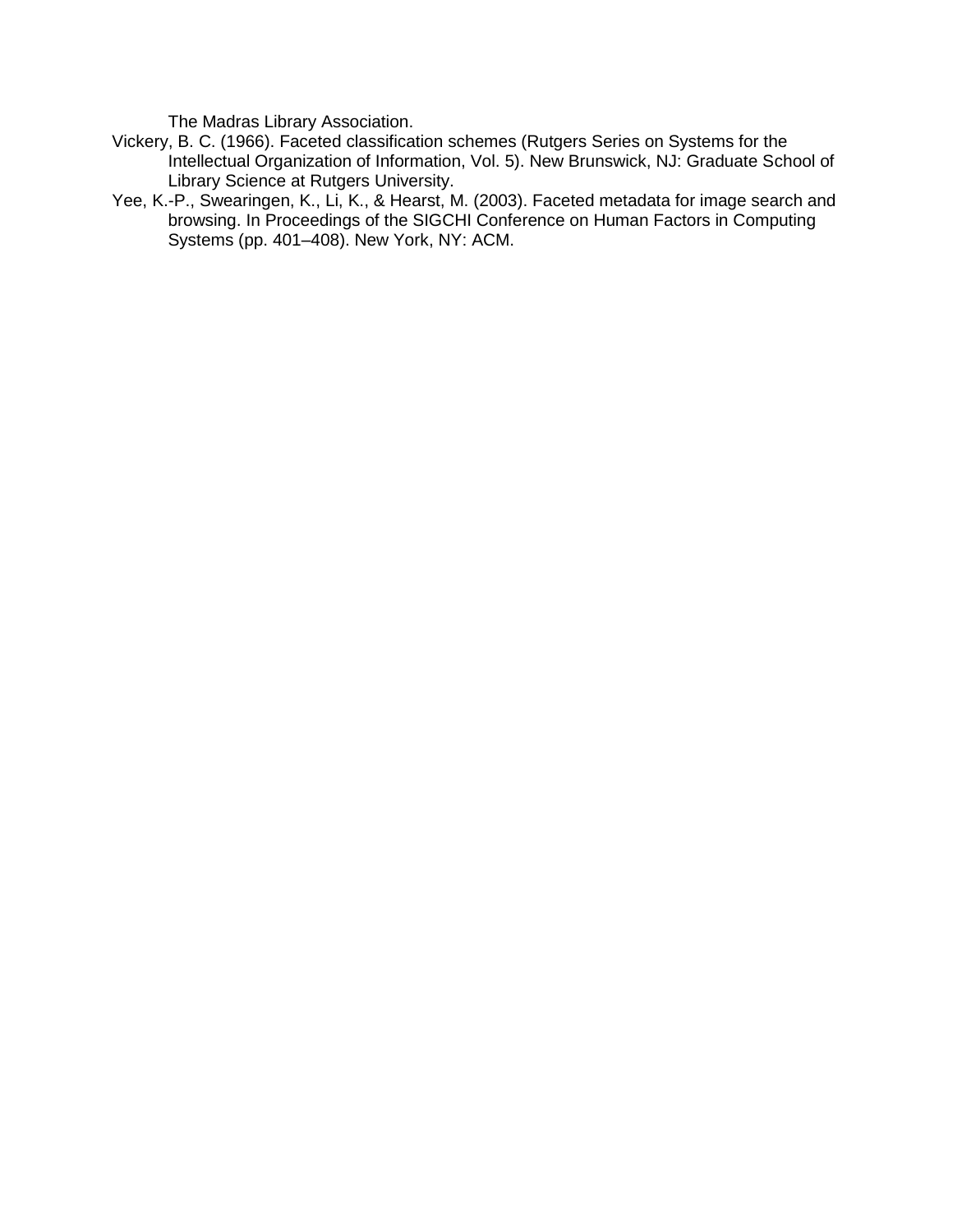The Madras Library Association.

Vickery, B. C. (1966). Faceted classification schemes (Rutgers Series on Systems for the Intellectual Organization of Information, Vol. 5). New Brunswick, NJ: Graduate School of Library Science at Rutgers University.

Yee, K.-P., Swearingen, K., Li, K., & Hearst, M. (2003). Faceted metadata for image search and browsing. In Proceedings of the SIGCHI Conference on Human Factors in Computing Systems (pp. 401–408). New York, NY: ACM.